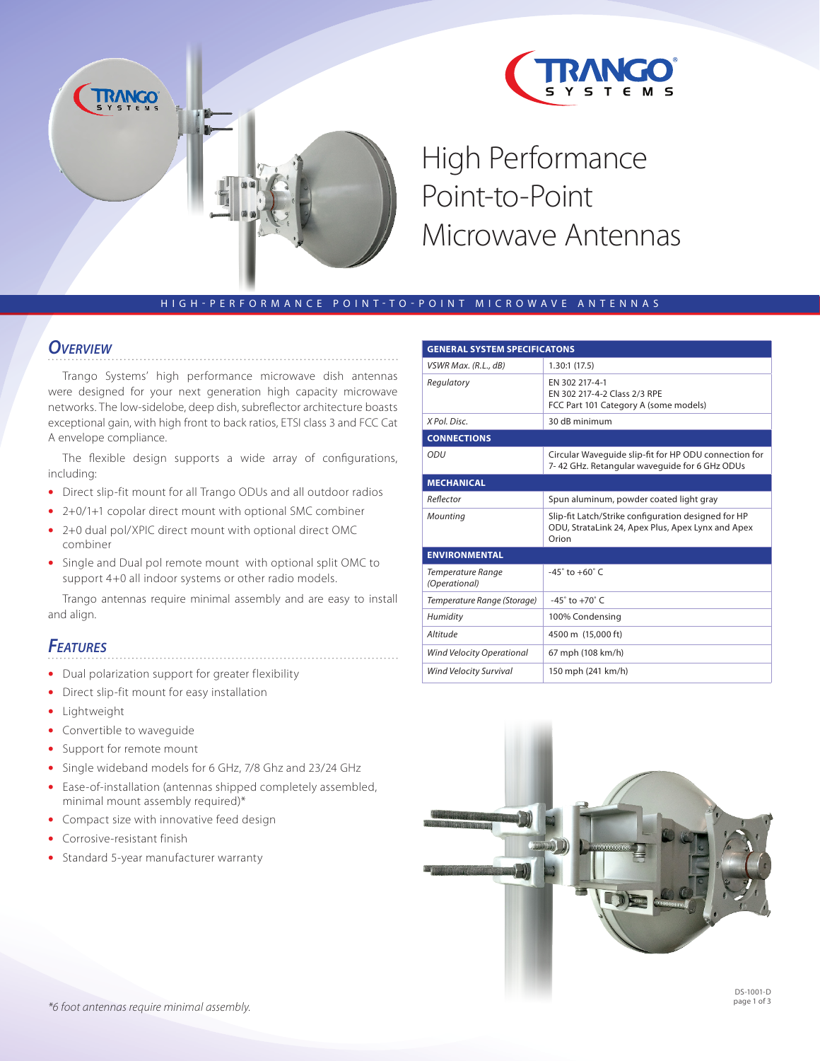# High Performance Point-to-Point Microwave Antennas

HIGH-PERFORMANCE POINT-TO-POINT MICROWAVE ANTENNAS

## Overview

Trango Systems' high performance microwave dish antennas were designed for your next generation high capacity microwave networks. The low-sidelobe, deep dish, subreflector architecture boasts exceptional gain, with high front to back ratios, ETSI class 3 and FCC Cat A envelope compliance.

The flexible design supports a wide array of configurations, including:

- Direct slip-fit mount for all Trango ODUs and all outdoor radios
- 2+0/1+1 copolar direct mount with optional SMC combiner
- 2+0 dual pol/XPIC direct mount with optional direct OMC combiner
- Single and Dual pol remote mount with optional split OMC to support 4+0 all indoor systems or other radio models.

Trango antennas require minimal assembly and are easy to install and align.

## Features

- Dual polarization support for greater flexibility
- Direct slip-fit mount for easy installation
- Lightweight
- Convertible to waveguide
- Support for remote mount
- Single wideband models for 6 GHz, 7/8 Ghz and 23/24 GHz
- Ease-of-installation (antennas shipped completely assembled, minimal mount assembly required)*
- Compact size with innovative feed design
- Corrosive-resistant finish
- Standard 5-year manufacturer warranty

| GENERAL SYSTEM SPECIFICATONS | |
|---|---|
| *VSWR Max. (R.L., dB)* | 1.30:1 (17.5) |
| *Regulatory* | EN 302 217-4-1<br>EN 302 217-4-2 Class 2/3 RPE<br>FCC Part 101 Category A (some models) |
| *X Pol. Disc.* | 30 dB minimum |
| **CONNECTIONS** | |
| *ODU* | Circular Waveguide slip-fit for HP ODU connection for 7- 42 GHz. Retangular waveguide for 6 GHz ODUs |
| **MECHANICAL** | |
| *Reflector* | Spun aluminum, powder coated light gray |
| *Mounting* | Slip-fit Latch/Strike configuration designed for HP ODU, StrataLink 24, Apex Plus, Apex Lynx and Apex Orion |
| **ENVIRONMENTAL** | |
| *Temperature Range (Operational)* | -45˚ to +60˚ C |
| *Temperature Range (Storage)* | -45˚ to +70˚ C |
| *Humidity* | 100% Condensing |
| *Altitude* | 4500 m (15,000 ft) |
| *Wind Velocity Operational* | 67 mph (108 km/h) |
| *Wind Velocity Survival* | 150 mph (241 km/h) |

*\*6 foot antennas require minimal assembly.*

DS-1001-D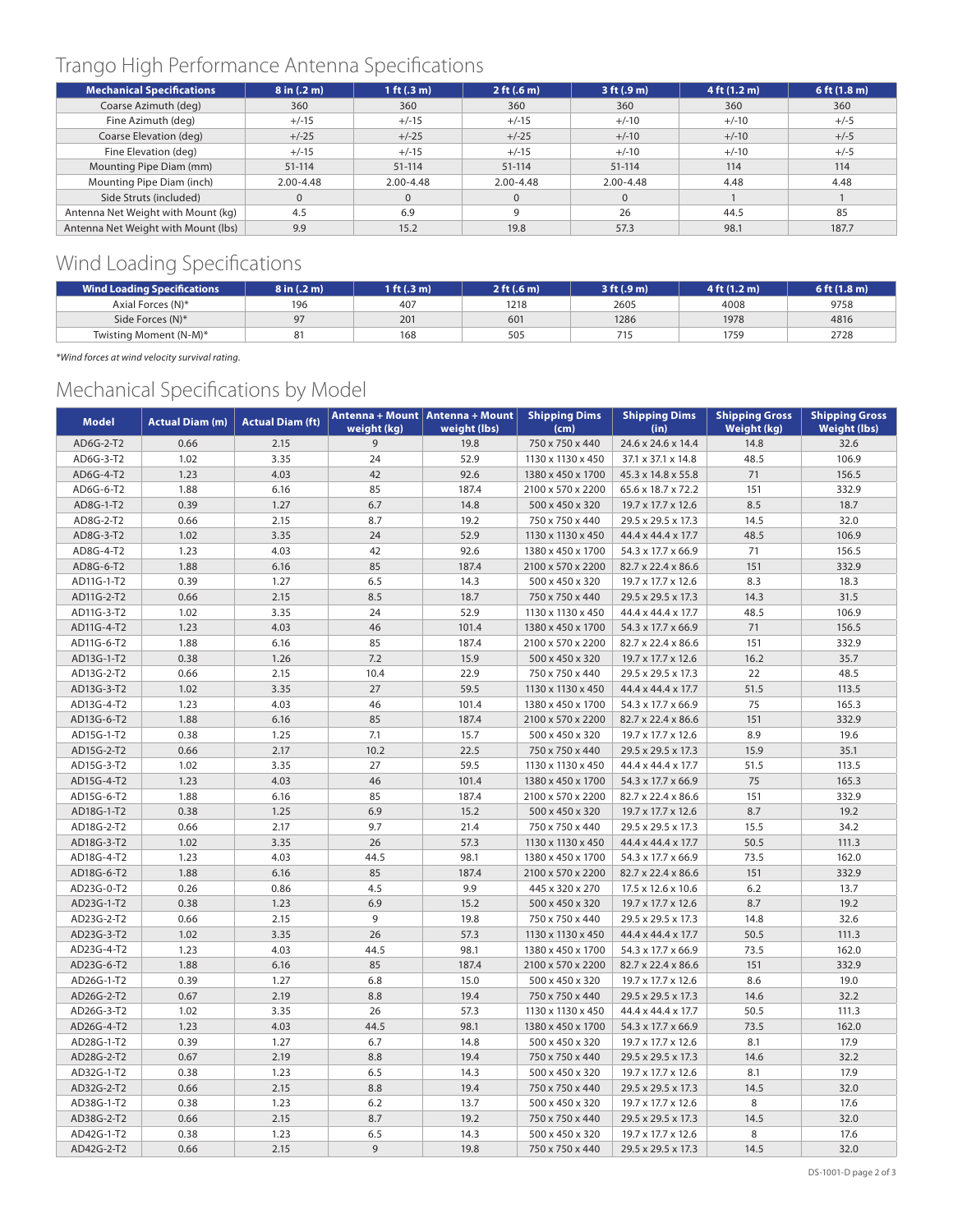## Trango High Performance Antenna Specifications

| Mechanical Specifications | 8 in (.2 m) | 1 ft (.3 m) | 2 ft (.6 m) | 3 ft (.9 m) | 4 ft (1.2 m) | 6 ft (1.8 m) |
|---|---|---|---|---|---|---|
| Coarse Azimuth (deg) | 360 | 360 | 360 | 360 | 360 | 360 |
| Fine Azimuth (deg) | +/-15 | +/-15 | +/-15 | +/-10 | +/-10 | +/-5 |
| Coarse Elevation (deg) | +/-25 | +/-25 | +/-25 | +/-10 | +/-10 | +/-5 |
| Fine Elevation (deg) | +/-15 | +/-15 | +/-15 | +/-10 | +/-10 | +/-5 |
| Mounting Pipe Diam (mm) | 51-114 | 51-114 | 51-114 | 51-114 | 114 | 114 |
| Mounting Pipe Diam (inch) | 2.00-4.48 | 2.00-4.48 | 2.00-4.48 | 2.00-4.48 | 4.48 | 4.48 |
| Side Struts (included) | 0 | 0 | 0 | 0 | 1 | 1 |
| Antenna Net Weight with Mount (kg) | 4.5 | 6.9 | 9 | 26 | 44.5 | 85 |
| Antenna Net Weight with Mount (lbs) | 9.9 | 15.2 | 19.8 | 57.3 | 98.1 | 187.7 |

## Wind Loading Specifications

| Wind Loading Specifications | 8 in (.2 m) | 1 ft (.3 m) | 2 ft (.6 m) | 3 ft (.9 m) | 4 ft (1.2 m) | 6 ft (1.8 m) |
|---|---|---|---|---|---|---|
| Axial Forces (N)* | 196 | 407 | 1218 | 2605 | 4008 | 9758 |
| Side Forces (N)* | 97 | 201 | 601 | 1286 | 1978 | 4816 |
| Twisting Moment (N-M)* | 81 | 168 | 505 | 715 | 1759 | 2728 |

*Wind forces at wind velocity survival rating.*

## Mechanical Specifications by Model

| Model | Actual Diam (m) | Actual Diam (ft) | Antenna + Mount weight (kg) | Antenna + Mount weight (lbs) | Shipping Dims (cm) | Shipping Dims (in) | Shipping Gross Weight (kg) | Shipping Gross Weight (lbs) |
|---|---|---|---|---|---|---|---|---|
| AD6G-2-T2 | 0.66 | 2.15 | 9 | 19.8 | 750 x 750 x 440 | 24.6 x 24.6 x 14.4 | 14.8 | 32.6 |
| AD6G-3-T2 | 1.02 | 3.35 | 24 | 52.9 | 1130 x 1130 x 450 | 37.1 x 37.1 x 14.8 | 48.5 | 106.9 |
| AD6G-4-T2 | 1.23 | 4.03 | 42 | 92.6 | 1380 x 450 x 1700 | 45.3 x 14.8 x 55.8 | 71 | 156.5 |
| AD6G-6-T2 | 1.88 | 6.16 | 85 | 187.4 | 2100 x 570 x 2200 | 65.6 x 18.7 x 72.2 | 151 | 332.9 |
| AD8G-1-T2 | 0.39 | 1.27 | 6.7 | 14.8 | 500 x 450 x 320 | 19.7 x 17.7 x 12.6 | 8.5 | 18.7 |
| AD8G-2-T2 | 0.66 | 2.15 | 8.7 | 19.2 | 750 x 750 x 440 | 29.5 x 29.5 x 17.3 | 14.5 | 32.0 |
| AD8G-3-T2 | 1.02 | 3.35 | 24 | 52.9 | 1130 x 1130 x 450 | 44.4 x 44.4 x 17.7 | 48.5 | 106.9 |
| AD8G-4-T2 | 1.23 | 4.03 | 42 | 92.6 | 1380 x 450 x 1700 | 54.3 x 17.7 x 66.9 | 71 | 156.5 |
| AD8G-6-T2 | 1.88 | 6.16 | 85 | 187.4 | 2100 x 570 x 2200 | 82.7 x 22.4 x 86.6 | 151 | 332.9 |
| AD11G-1-T2 | 0.39 | 1.27 | 6.5 | 14.3 | 500 x 450 x 320 | 19.7 x 17.7 x 12.6 | 8.3 | 18.3 |
| AD11G-2-T2 | 0.66 | 2.15 | 8.5 | 18.7 | 750 x 750 x 440 | 29.5 x 29.5 x 17.3 | 14.3 | 31.5 |
| AD11G-3-T2 | 1.02 | 3.35 | 24 | 52.9 | 1130 x 1130 x 450 | 44.4 x 44.4 x 17.7 | 48.5 | 106.9 |
| AD11G-4-T2 | 1.23 | 4.03 | 46 | 101.4 | 1380 x 450 x 1700 | 54.3 x 17.7 x 66.9 | 71 | 156.5 |
| AD11G-6-T2 | 1.88 | 6.16 | 85 | 187.4 | 2100 x 570 x 2200 | 82.7 x 22.4 x 86.6 | 151 | 332.9 |
| AD13G-1-T2 | 0.38 | 1.26 | 7.2 | 15.9 | 500 x 450 x 320 | 19.7 x 17.7 x 12.6 | 16.2 | 35.7 |
| AD13G-2-T2 | 0.66 | 2.15 | 10.4 | 22.9 | 750 x 750 x 440 | 29.5 x 29.5 x 17.3 | 22 | 48.5 |
| AD13G-3-T2 | 1.02 | 3.35 | 27 | 59.5 | 1130 x 1130 x 450 | 44.4 x 44.4 x 17.7 | 51.5 | 113.5 |
| AD13G-4-T2 | 1.23 | 4.03 | 46 | 101.4 | 1380 x 450 x 1700 | 54.3 x 17.7 x 66.9 | 75 | 165.3 |
| AD13G-6-T2 | 1.88 | 6.16 | 85 | 187.4 | 2100 x 570 x 2200 | 82.7 x 22.4 x 86.6 | 151 | 332.9 |
| AD15G-1-T2 | 0.38 | 1.25 | 7.1 | 15.7 | 500 x 450 x 320 | 19.7 x 17.7 x 12.6 | 8.9 | 19.6 |
| AD15G-2-T2 | 0.66 | 2.17 | 10.2 | 22.5 | 750 x 750 x 440 | 29.5 x 29.5 x 17.3 | 15.9 | 35.1 |
| AD15G-3-T2 | 1.02 | 3.35 | 27 | 59.5 | 1130 x 1130 x 450 | 44.4 x 44.4 x 17.7 | 51.5 | 113.5 |
| AD15G-4-T2 | 1.23 | 4.03 | 46 | 101.4 | 1380 x 450 x 1700 | 54.3 x 17.7 x 66.9 | 75 | 165.3 |
| AD15G-6-T2 | 1.88 | 6.16 | 85 | 187.4 | 2100 x 570 x 2200 | 82.7 x 22.4 x 86.6 | 151 | 332.9 |
| AD18G-1-T2 | 0.38 | 1.25 | 6.9 | 15.2 | 500 x 450 x 320 | 19.7 x 17.7 x 12.6 | 8.7 | 19.2 |
| AD18G-2-T2 | 0.66 | 2.17 | 9.7 | 21.4 | 750 x 750 x 440 | 29.5 x 29.5 x 17.3 | 15.5 | 34.2 |
| AD18G-3-T2 | 1.02 | 3.35 | 26 | 57.3 | 1130 x 1130 x 450 | 44.4 x 44.4 x 17.7 | 50.5 | 111.3 |
| AD18G-4-T2 | 1.23 | 4.03 | 44.5 | 98.1 | 1380 x 450 x 1700 | 54.3 x 17.7 x 66.9 | 73.5 | 162.0 |
| AD18G-6-T2 | 1.88 | 6.16 | 85 | 187.4 | 2100 x 570 x 2200 | 82.7 x 22.4 x 86.6 | 151 | 332.9 |
| AD23G-0-T2 | 0.26 | 0.86 | 4.5 | 9.9 | 445 x 320 x 270 | 17.5 x 12.6 x 10.6 | 6.2 | 13.7 |
| AD23G-1-T2 | 0.38 | 1.23 | 6.9 | 15.2 | 500 x 450 x 320 | 19.7 x 17.7 x 12.6 | 8.7 | 19.2 |
| AD23G-2-T2 | 0.66 | 2.15 | 9 | 19.8 | 750 x 750 x 440 | 29.5 x 29.5 x 17.3 | 14.8 | 32.6 |
| AD23G-3-T2 | 1.02 | 3.35 | 26 | 57.3 | 1130 x 1130 x 450 | 44.4 x 44.4 x 17.7 | 50.5 | 111.3 |
| AD23G-4-T2 | 1.23 | 4.03 | 44.5 | 98.1 | 1380 x 450 x 1700 | 54.3 x 17.7 x 66.9 | 73.5 | 162.0 |
| AD23G-6-T2 | 1.88 | 6.16 | 85 | 187.4 | 2100 x 570 x 2200 | 82.7 x 22.4 x 86.6 | 151 | 332.9 |
| AD26G-1-T2 | 0.39 | 1.27 | 6.8 | 15.0 | 500 x 450 x 320 | 19.7 x 17.7 x 12.6 | 8.6 | 19.0 |
| AD26G-2-T2 | 0.67 | 2.19 | 8.8 | 19.4 | 750 x 750 x 440 | 29.5 x 29.5 x 17.3 | 14.6 | 32.2 |
| AD26G-3-T2 | 1.02 | 3.35 | 26 | 57.3 | 1130 x 1130 x 450 | 44.4 x 44.4 x 17.7 | 50.5 | 111.3 |
| AD26G-4-T2 | 1.23 | 4.03 | 44.5 | 98.1 | 1380 x 450 x 1700 | 54.3 x 17.7 x 66.9 | 73.5 | 162.0 |
| AD28G-1-T2 | 0.39 | 1.27 | 6.7 | 14.8 | 500 x 450 x 320 | 19.7 x 17.7 x 12.6 | 8.1 | 17.9 |
| AD28G-2-T2 | 0.67 | 2.19 | 8.8 | 19.4 | 750 x 750 x 440 | 29.5 x 29.5 x 17.3 | 14.6 | 32.2 |
| AD32G-1-T2 | 0.38 | 1.23 | 6.5 | 14.3 | 500 x 450 x 320 | 19.7 x 17.7 x 12.6 | 8.1 | 17.9 |
| AD32G-2-T2 | 0.66 | 2.15 | 8.8 | 19.4 | 750 x 750 x 440 | 29.5 x 29.5 x 17.3 | 14.5 | 32.0 |
| AD38G-1-T2 | 0.38 | 1.23 | 6.2 | 13.7 | 500 x 450 x 320 | 19.7 x 17.7 x 12.6 | 8 | 17.6 |
| AD38G-2-T2 | 0.66 | 2.15 | 8.7 | 19.2 | 750 x 750 x 440 | 29.5 x 29.5 x 17.3 | 14.5 | 32.0 |
| AD42G-1-T2 | 0.38 | 1.23 | 6.5 | 14.3 | 500 x 450 x 320 | 19.7 x 17.7 x 12.6 | 8 | 17.6 |
| AD42G-2-T2 | 0.66 | 2.15 | 9 | 19.8 | 750 x 750 x 440 | 29.5 x 29.5 x 17.3 | 14.5 | 32.0 |

DS-1001-D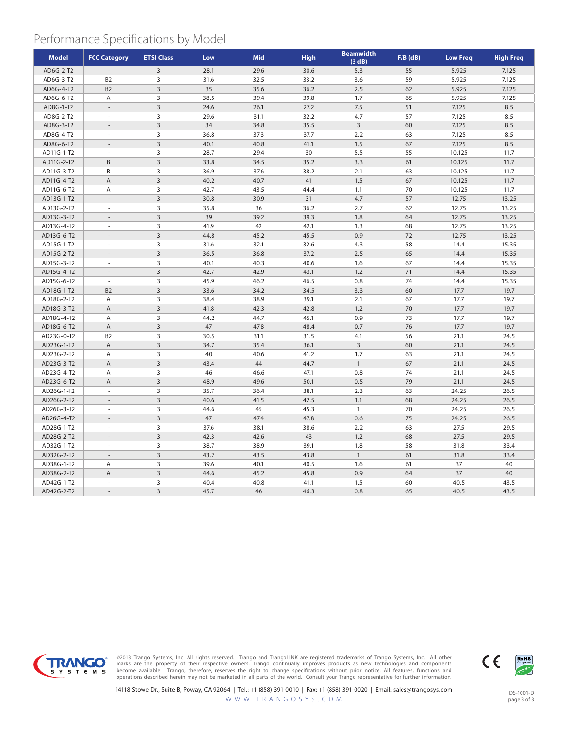# Performance Specifications by Model

| Model | FCC Category | ETSI Class | Low | Mid | High | Beamwidth (3 dB) | F/B (dB) | Low Freq | High Freq |
|---|---|---|---|---|---|---|---|---|---|
| AD6G-2-T2 | - | 3 | 28.1 | 29.6 | 30.6 | 5.3 | 55 | 5.925 | 7.125 |
| AD6G-3-T2 | B2 | 3 | 31.6 | 32.5 | 33.2 | 3.6 | 59 | 5.925 | 7.125 |
| AD6G-4-T2 | B2 | 3 | 35 | 35.6 | 36.2 | 2.5 | 62 | 5.925 | 7.125 |
| AD6G-6-T2 | A | 3 | 38.5 | 39.4 | 39.8 | 1.7 | 65 | 5.925 | 7.125 |
| AD8G-1-T2 | - | 3 | 24.6 | 26.1 | 27.2 | 7.5 | 51 | 7.125 | 8.5 |
| AD8G-2-T2 | - | 3 | 29.6 | 31.1 | 32.2 | 4.7 | 57 | 7.125 | 8.5 |
| AD8G-3-T2 | - | 3 | 34 | 34.8 | 35.5 | 3 | 60 | 7.125 | 8.5 |
| AD8G-4-T2 | - | 3 | 36.8 | 37.3 | 37.7 | 2.2 | 63 | 7.125 | 8.5 |
| AD8G-6-T2 | - | 3 | 40.1 | 40.8 | 41.1 | 1.5 | 67 | 7.125 | 8.5 |
| AD11G-1-T2 | - | 3 | 28.7 | 29.4 | 30 | 5.5 | 55 | 10.125 | 11.7 |
| AD11G-2-T2 | B | 3 | 33.8 | 34.5 | 35.2 | 3.3 | 61 | 10.125 | 11.7 |
| AD11G-3-T2 | B | 3 | 36.9 | 37.6 | 38.2 | 2.1 | 63 | 10.125 | 11.7 |
| AD11G-4-T2 | A | 3 | 40.2 | 40.7 | 41 | 1.5 | 67 | 10.125 | 11.7 |
| AD11G-6-T2 | A | 3 | 42.7 | 43.5 | 44.4 | 1.1 | 70 | 10.125 | 11.7 |
| AD13G-1-T2 | - | 3 | 30.8 | 30.9 | 31 | 4.7 | 57 | 12.75 | 13.25 |
| AD13G-2-T2 | - | 3 | 35.8 | 36 | 36.2 | 2.7 | 62 | 12.75 | 13.25 |
| AD13G-3-T2 | - | 3 | 39 | 39.2 | 39.3 | 1.8 | 64 | 12.75 | 13.25 |
| AD13G-4-T2 | - | 3 | 41.9 | 42 | 42.1 | 1.3 | 68 | 12.75 | 13.25 |
| AD13G-6-T2 | - | 3 | 44.8 | 45.2 | 45.5 | 0.9 | 72 | 12.75 | 13.25 |
| AD15G-1-T2 | - | 3 | 31.6 | 32.1 | 32.6 | 4.3 | 58 | 14.4 | 15.35 |
| AD15G-2-T2 | - | 3 | 36.5 | 36.8 | 37.2 | 2.5 | 65 | 14.4 | 15.35 |
| AD15G-3-T2 | - | 3 | 40.1 | 40.3 | 40.6 | 1.6 | 67 | 14.4 | 15.35 |
| AD15G-4-T2 | - | 3 | 42.7 | 42.9 | 43.1 | 1.2 | 71 | 14.4 | 15.35 |
| AD15G-6-T2 | - | 3 | 45.9 | 46.2 | 46.5 | 0.8 | 74 | 14.4 | 15.35 |
| AD18G-1-T2 | B2 | 3 | 33.6 | 34.2 | 34.5 | 3.3 | 60 | 17.7 | 19.7 |
| AD18G-2-T2 | A | 3 | 38.4 | 38.9 | 39.1 | 2.1 | 67 | 17.7 | 19.7 |
| AD18G-3-T2 | A | 3 | 41.8 | 42.3 | 42.8 | 1.2 | 70 | 17.7 | 19.7 |
| AD18G-4-T2 | A | 3 | 44.2 | 44.7 | 45.1 | 0.9 | 73 | 17.7 | 19.7 |
| AD18G-6-T2 | A | 3 | 47 | 47.8 | 48.4 | 0.7 | 76 | 17.7 | 19.7 |
| AD23G-0-T2 | B2 | 3 | 30.5 | 31.1 | 31.5 | 4.1 | 56 | 21.1 | 24.5 |
| AD23G-1-T2 | A | 3 | 34.7 | 35.4 | 36.1 | 3 | 60 | 21.1 | 24.5 |
| AD23G-2-T2 | A | 3 | 40 | 40.6 | 41.2 | 1.7 | 63 | 21.1 | 24.5 |
| AD23G-3-T2 | A | 3 | 43.4 | 44 | 44.7 | 1 | 67 | 21.1 | 24.5 |
| AD23G-4-T2 | A | 3 | 46 | 46.6 | 47.1 | 0.8 | 74 | 21.1 | 24.5 |
| AD23G-6-T2 | A | 3 | 48.9 | 49.6 | 50.1 | 0.5 | 79 | 21.1 | 24.5 |
| AD26G-1-T2 | - | 3 | 35.7 | 36.4 | 38.1 | 2.3 | 63 | 24.25 | 26.5 |
| AD26G-2-T2 | - | 3 | 40.6 | 41.5 | 42.5 | 1.1 | 68 | 24.25 | 26.5 |
| AD26G-3-T2 | - | 3 | 44.6 | 45 | 45.3 | 1 | 70 | 24.25 | 26.5 |
| AD26G-4-T2 | - | 3 | 47 | 47.4 | 47.8 | 0.6 | 75 | 24.25 | 26.5 |
| AD28G-1-T2 | - | 3 | 37.6 | 38.1 | 38.6 | 2.2 | 63 | 27.5 | 29.5 |
| AD28G-2-T2 | - | 3 | 42.3 | 42.6 | 43 | 1.2 | 68 | 27.5 | 29.5 |
| AD32G-1-T2 | - | 3 | 38.7 | 38.9 | 39.1 | 1.8 | 58 | 31.8 | 33.4 |
| AD32G-2-T2 | - | 3 | 43.2 | 43.5 | 43.8 | 1 | 61 | 31.8 | 33.4 |
| AD38G-1-T2 | A | 3 | 39.6 | 40.1 | 40.5 | 1.6 | 61 | 37 | 40 |
| AD38G-2-T2 | A | 3 | 44.6 | 45.2 | 45.8 | 0.9 | 64 | 37 | 40 |
| AD42G-1-T2 | - | 3 | 40.4 | 40.8 | 41.1 | 1.5 | 60 | 40.5 | 43.5 |
| AD42G-2-T2 | - | 3 | 45.7 | 46 | 46.3 | 0.8 | 65 | 40.5 | 43.5 |

©2013 Trango Systems, Inc. All rights reserved. Trango and TrangoLINK are registered trademarks of Trango Systems, Inc. All other marks are the property of their respective owners. Trango continually improves products as new technologies and components become available. Trango, therefore, reserves the right to change specifications without prior notice. All features, functions and operations described herein may not be marketed in all parts of the world. Consult your Trango representative for further information.

14118 Stowe Dr., Suite B, Poway, CA 92064 | Tel.: +1 (858) 391-0010 | Fax: +1 (858) 391-0020 | Email: sales@trangosys.com

WWW.TRANGOSYS.COM

DS-1001-D